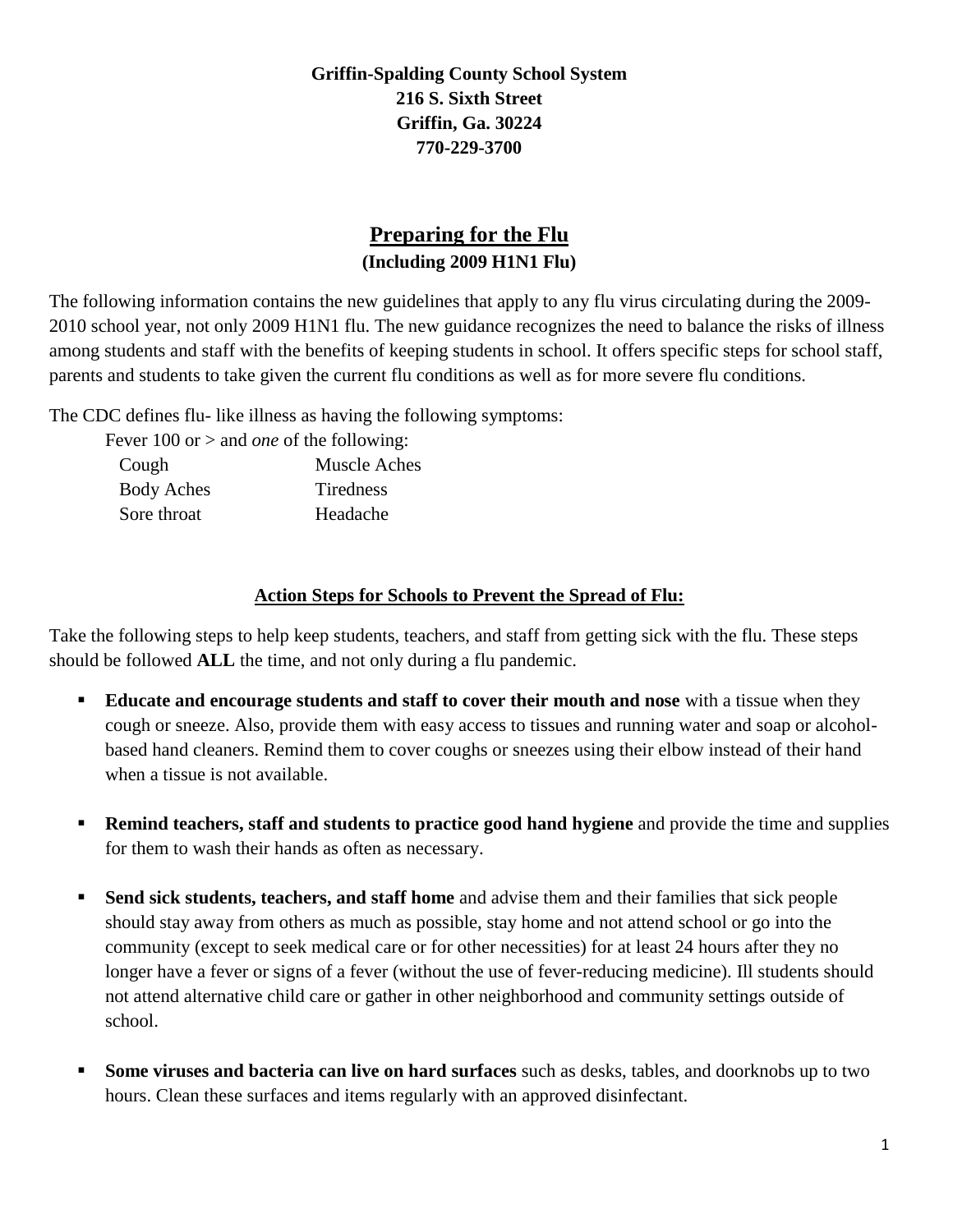**Griffin-Spalding County School System**
**216 S. Sixth Street**
**Griffin, Ga. 30224**
**770-229-3700**

# Preparing for the Flu

**(Including 2009 H1N1 Flu)**

The following information contains the new guidelines that apply to any flu virus circulating during the 2009-2010 school year, not only 2009 H1N1 flu. The new guidance recognizes the need to balance the risks of illness among students and staff with the benefits of keeping students in school. It offers specific steps for school staff, parents and students to take given the current flu conditions as well as for more severe flu conditions.

The CDC defines flu- like illness as having the following symptoms:

Fever 100 or > and *one* of the following:

| | |
|---|---|
| Cough | Muscle Aches |
| Body Aches | Tiredness |
| Sore throat | Headache |

## Action Steps for Schools to Prevent the Spread of Flu:

Take the following steps to help keep students, teachers, and staff from getting sick with the flu. These steps should be followed **ALL** the time, and not only during a flu pandemic.

- **Educate and encourage students and staff to cover their mouth and nose** with a tissue when they cough or sneeze. Also, provide them with easy access to tissues and running water and soap or alcohol-based hand cleaners. Remind them to cover coughs or sneezes using their elbow instead of their hand when a tissue is not available.

- **Remind teachers, staff and students to practice good hand hygiene** and provide the time and supplies for them to wash their hands as often as necessary.

- **Send sick students, teachers, and staff home** and advise them and their families that sick people should stay away from others as much as possible, stay home and not attend school or go into the community (except to seek medical care or for other necessities) for at least 24 hours after they no longer have a fever or signs of a fever (without the use of fever-reducing medicine). Ill students should not attend alternative child care or gather in other neighborhood and community settings outside of school.

- **Some viruses and bacteria can live on hard surfaces** such as desks, tables, and doorknobs up to two hours. Clean these surfaces and items regularly with an approved disinfectant.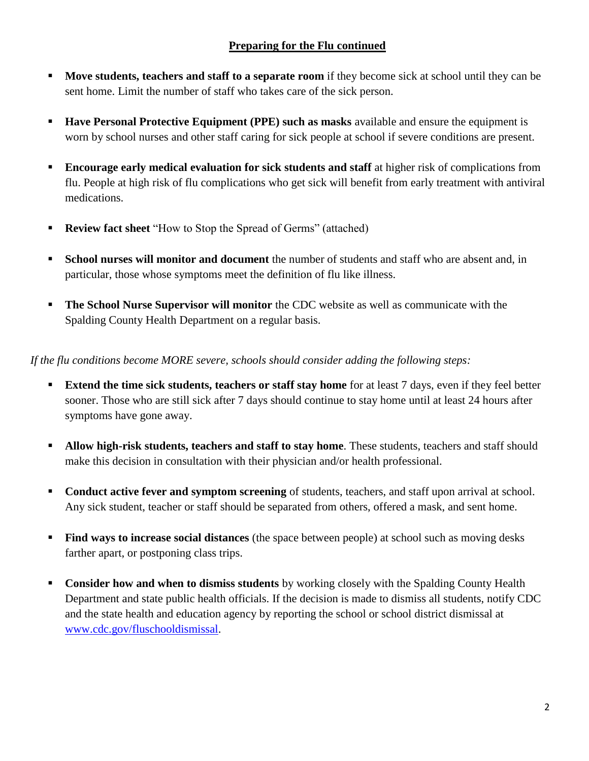**Preparing for the Flu continued**

- **Move students, teachers and staff to a separate room** if they become sick at school until they can be sent home. Limit the number of staff who takes care of the sick person.
- **Have Personal Protective Equipment (PPE) such as masks** available and ensure the equipment is worn by school nurses and other staff caring for sick people at school if severe conditions are present.
- **Encourage early medical evaluation for sick students and staff** at higher risk of complications from flu. People at high risk of flu complications who get sick will benefit from early treatment with antiviral medications.
- **Review fact sheet** "How to Stop the Spread of Germs" (attached)
- **School nurses will monitor and document** the number of students and staff who are absent and, in particular, those whose symptoms meet the definition of flu like illness.
- **The School Nurse Supervisor will monitor** the CDC website as well as communicate with the Spalding County Health Department on a regular basis.

*If the flu conditions become MORE severe, schools should consider adding the following steps:*

- **Extend the time sick students, teachers or staff stay home** for at least 7 days, even if they feel better sooner. Those who are still sick after 7 days should continue to stay home until at least 24 hours after symptoms have gone away.
- **Allow high-risk students, teachers and staff to stay home**. These students, teachers and staff should make this decision in consultation with their physician and/or health professional.
- **Conduct active fever and symptom screening** of students, teachers, and staff upon arrival at school. Any sick student, teacher or staff should be separated from others, offered a mask, and sent home.
- **Find ways to increase social distances** (the space between people) at school such as moving desks farther apart, or postponing class trips.
- **Consider how and when to dismiss students** by working closely with the Spalding County Health Department and state public health officials. If the decision is made to dismiss all students, notify CDC and the state health and education agency by reporting the school or school district dismissal at [www.cdc.gov/fluschooldismissal](www.cdc.gov/fluschooldismissal).